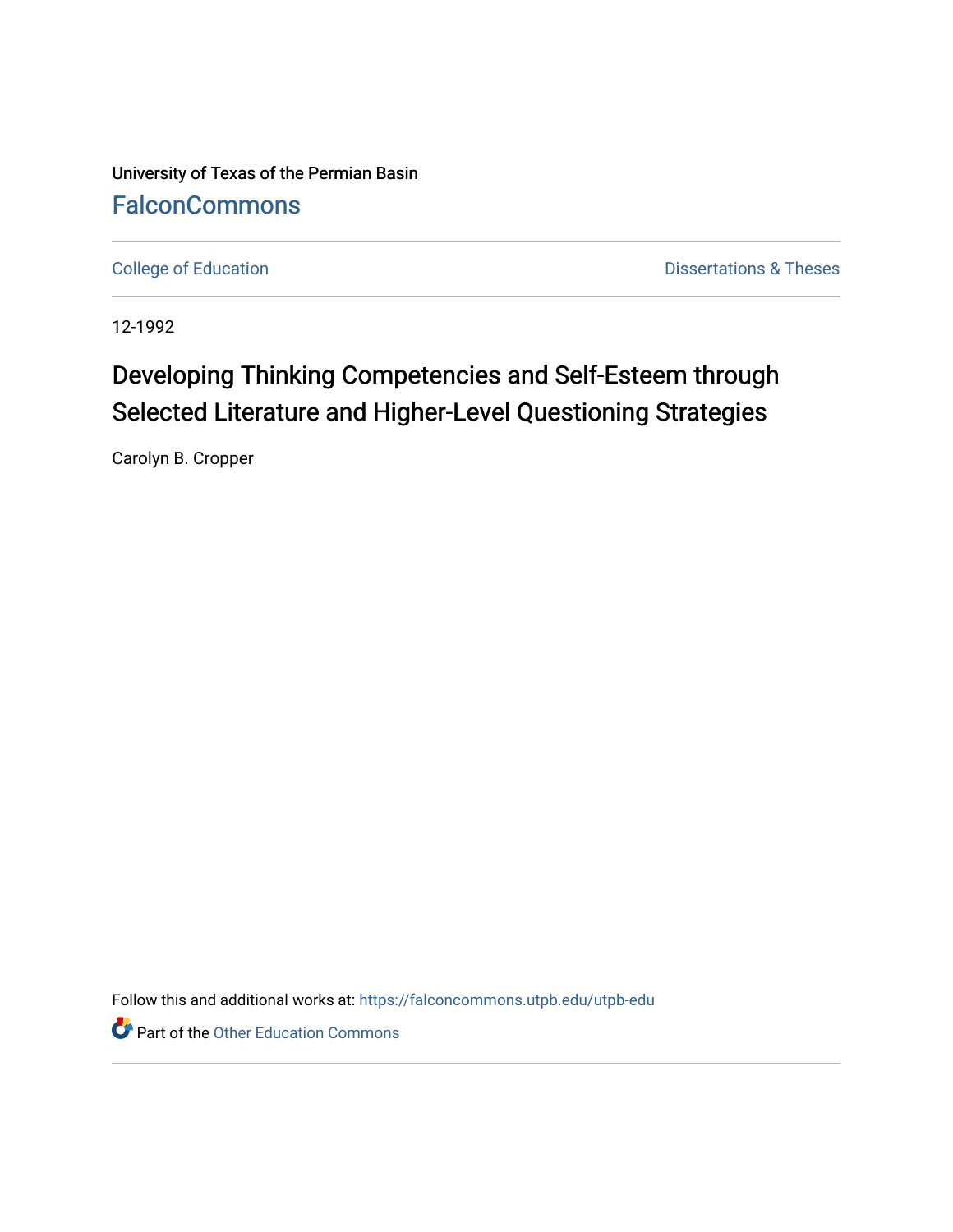University of Texas of the Permian Basin

FalconCommons

College of Education

Dissertations & Theses

12-1992

# Developing Thinking Competencies and Self-Esteem through Selected Literature and Higher-Level Questioning Strategies

Carolyn B. Cropper

Follow this and additional works at: https://falconcommons.utpb.edu/utpb-edu

Part of the Other Education Commons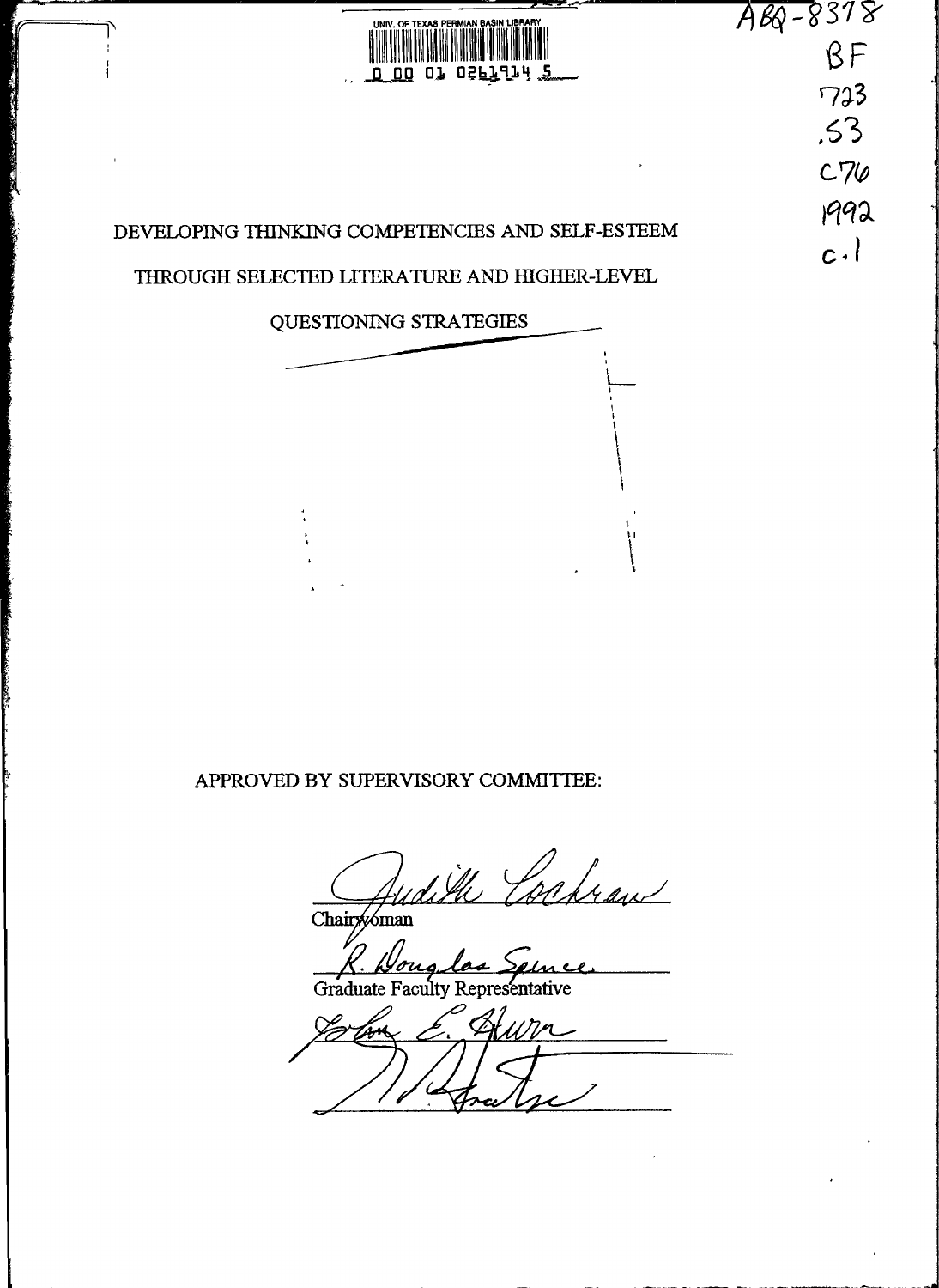UNIV. OF TEXAS PERMIAN BASIN LIBRARY

0 00 01 0261914 5

ABQ-8378

BF
723
.S3
C76
1992
c.1

# DEVELOPING THINKING COMPETENCIES AND SELF-ESTEEM THROUGH SELECTED LITERATURE AND HIGHER-LEVEL QUESTIONING STRATEGIES

APPROVED BY SUPERVISORY COMMITTEE:

Judith Cochran
Chairwoman

R. Douglas Spence
Graduate Faculty Representative

Lorlan E. Ahern

[signature]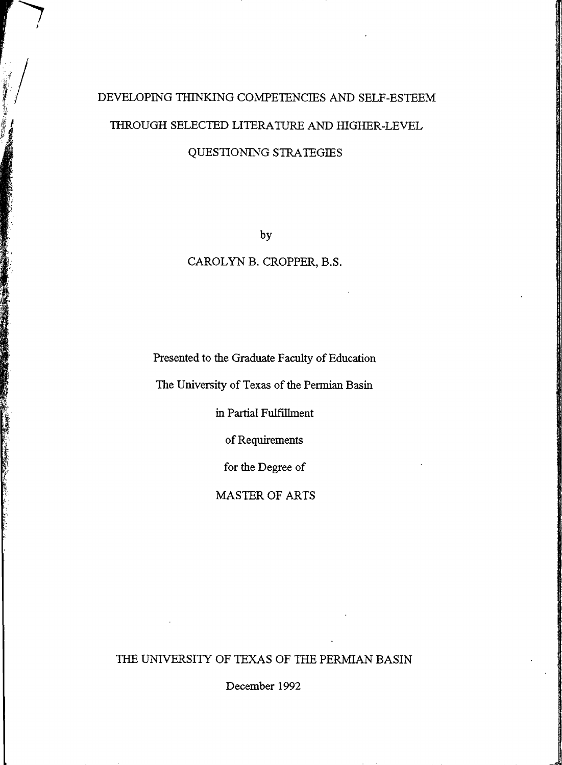# DEVELOPING THINKING COMPETENCIES AND SELF-ESTEEM THROUGH SELECTED LITERATURE AND HIGHER-LEVEL QUESTIONING STRATEGIES

by

CAROLYN B. CROPPER, B.S.

Presented to the Graduate Faculty of Education

The University of Texas of the Permian Basin

in Partial Fulfillment

of Requirements

for the Degree of

MASTER OF ARTS

THE UNIVERSITY OF TEXAS OF THE PERMIAN BASIN

December 1992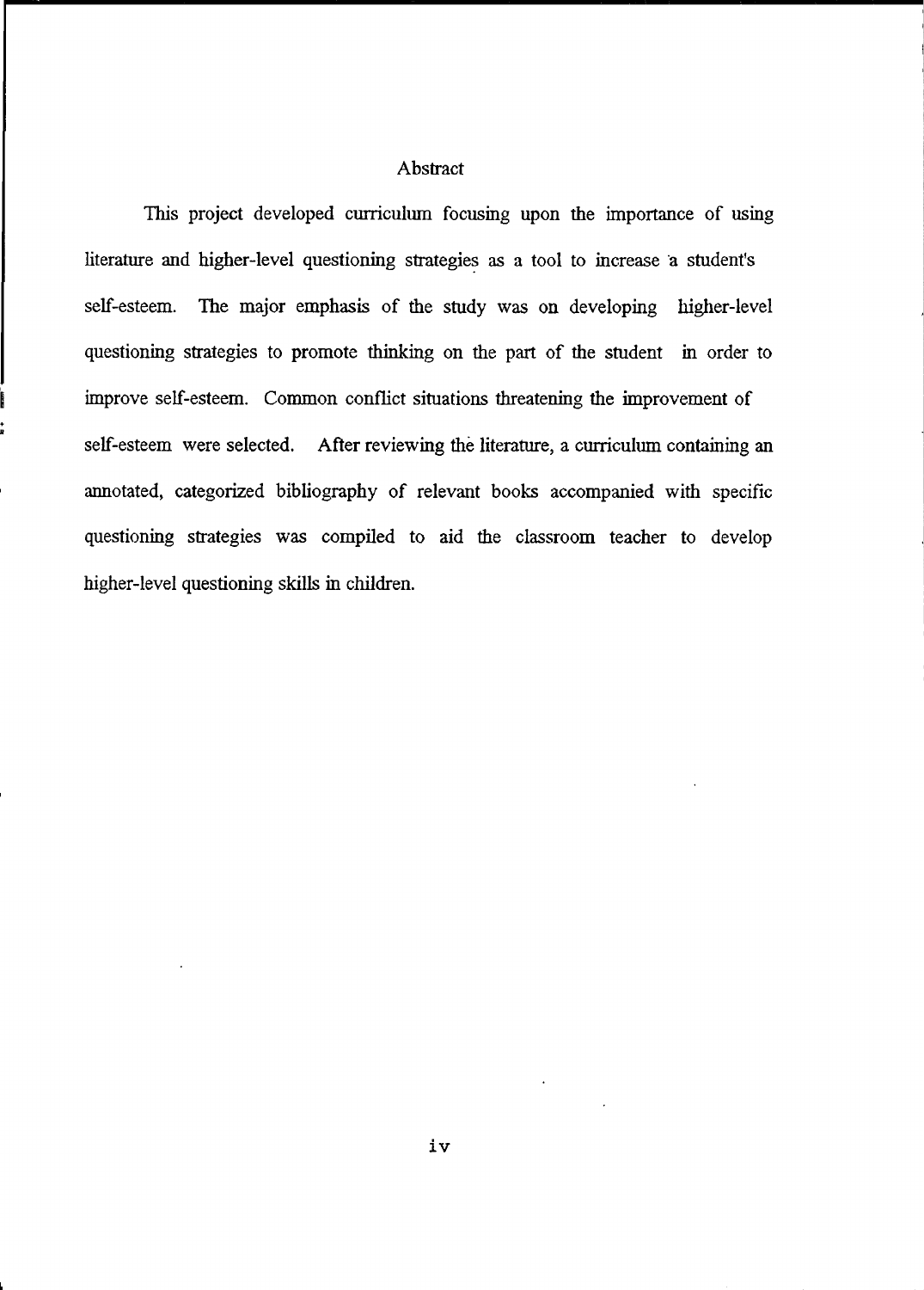# Abstract

This project developed curriculum focusing upon the importance of using literature and higher-level questioning strategies as a tool to increase a student's self-esteem. The major emphasis of the study was on developing higher-level questioning strategies to promote thinking on the part of the student in order to improve self-esteem. Common conflict situations threatening the improvement of self-esteem were selected. After reviewing the literature, a curriculum containing an annotated, categorized bibliography of relevant books accompanied with specific questioning strategies was compiled to aid the classroom teacher to develop higher-level questioning skills in children.